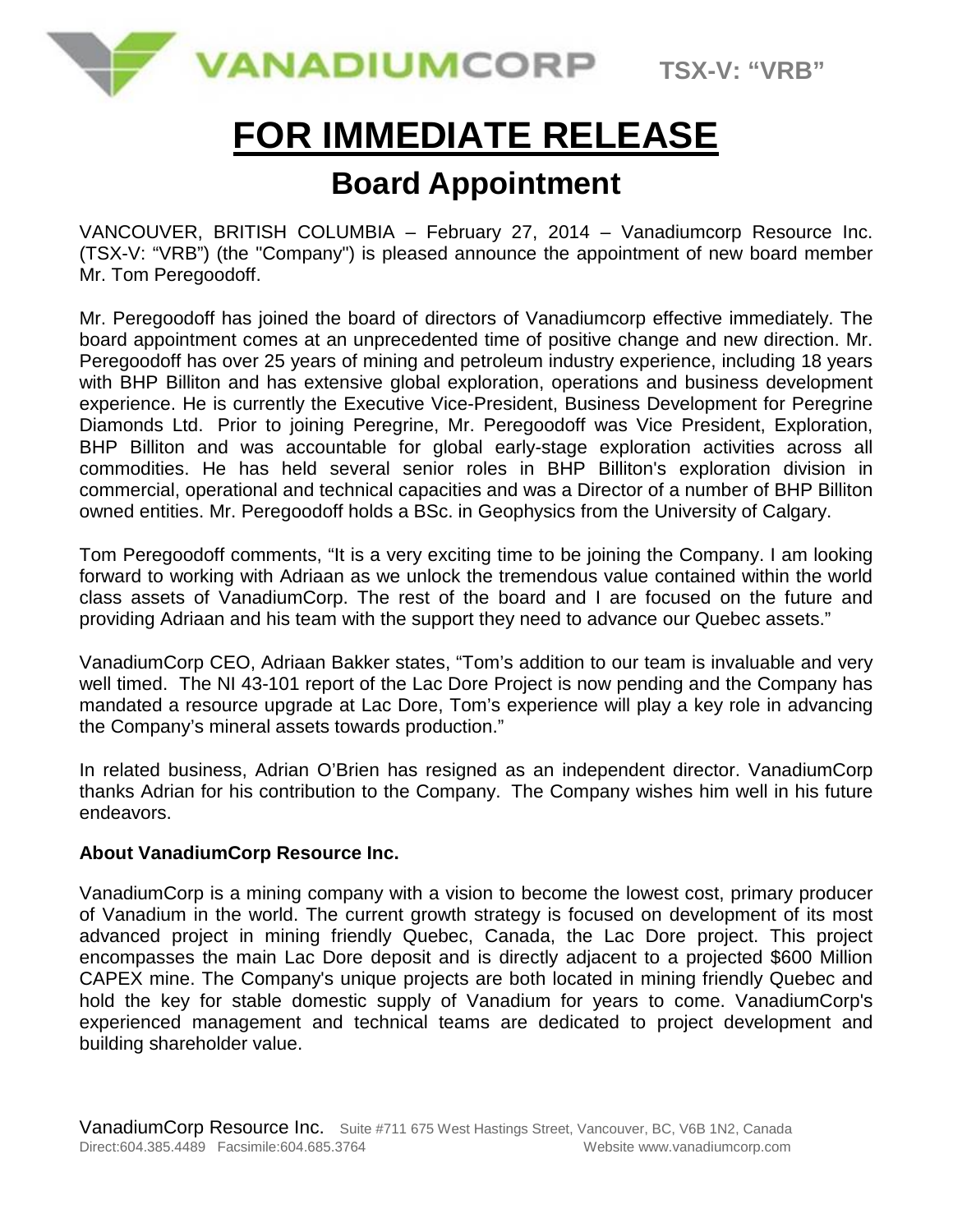VANADIUMCORP TSX-V: "VRB"

# FOR IMMEDIATE RELEASE

## Board Appointment

VANCOUVER, BRITISH COLUMBIA – February 27, 2014 – Vanadiumcorp Resource Inc. (TSX-V: "VRB") (the "Company") is pleased announce the appointment of new board member Mr. Tom Peregoodoff.

Mr. Peregoodoff has joined the board of directors of Vanadiumcorp effective immediately. The board appointment comes at an unprecedented time of positive change and new direction. Mr. Peregoodoff has over 25 years of mining and petroleum industry experience, including 18 years with BHP Billiton and has extensive global exploration, operations and business development experience. He is currently the Executive Vice-President, Business Development for Peregrine Diamonds Ltd. Prior to joining Peregrine, Mr. Peregoodoff was Vice President, Exploration, BHP Billiton and was accountable for global early-stage exploration activities across all commodities. He has held several senior roles in BHP Billiton's exploration division in commercial, operational and technical capacities and was a Director of a number of BHP Billiton owned entities. Mr. Peregoodoff holds a BSc. in Geophysics from the University of Calgary.

Tom Peregoodoff comments, "It is a very exciting time to be joining the Company. I am looking forward to working with Adriaan as we unlock the tremendous value contained within the world class assets of VanadiumCorp. The rest of the board and I are focused on the future and providing Adriaan and his team with the support they need to advance our Quebec assets."

VanadiumCorp CEO, Adriaan Bakker states, "Tom's addition to our team is invaluable and very well timed. The NI 43-101 report of the Lac Dore Project is now pending and the Company has mandated a resource upgrade at Lac Dore, Tom's experience will play a key role in advancing the Company's mineral assets towards production."

In related business, Adrian O'Brien has resigned as an independent director. VanadiumCorp thanks Adrian for his contribution to the Company. The Company wishes him well in his future endeavors.

**About VanadiumCorp Resource Inc.**

VanadiumCorp is a mining company with a vision to become the lowest cost, primary producer of Vanadium in the world. The current growth strategy is focused on development of its most advanced project in mining friendly Quebec, Canada, the Lac Dore project. This project encompasses the main Lac Dore deposit and is directly adjacent to a projected $600 Million CAPEX mine. The Company's unique projects are both located in mining friendly Quebec and hold the key for stable domestic supply of Vanadium for years to come. VanadiumCorp's experienced management and technical teams are dedicated to project development and building shareholder value.

VanadiumCorp Resource Inc. Suite #711 675 West Hastings Street, Vancouver, BC, V6B 1N2, Canada
Direct:604.385.4489 Facsimile:604.685.3764 Website www.vanadiumcorp.com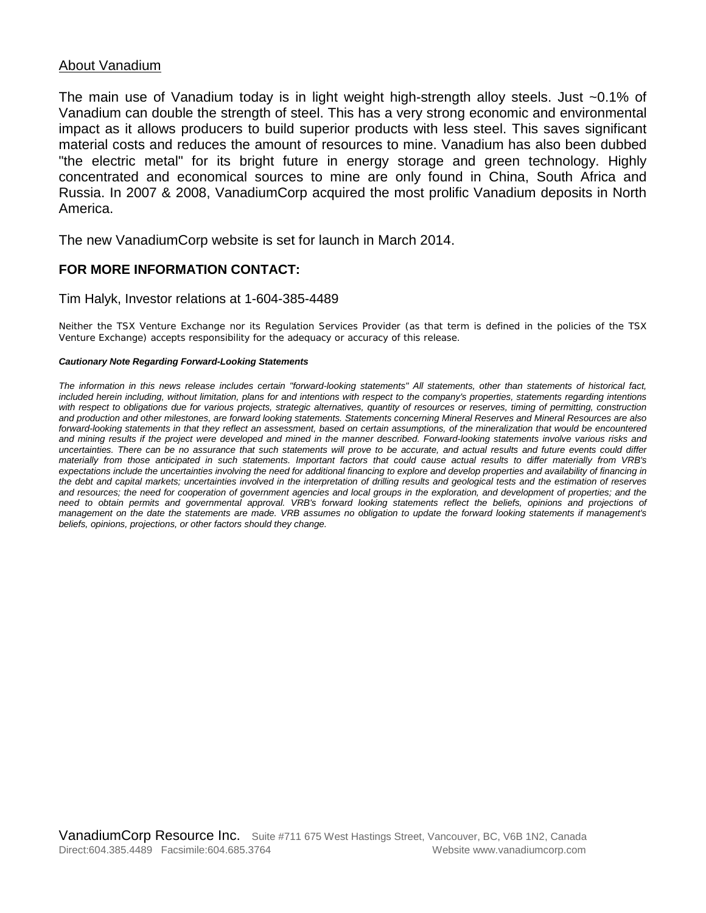## About Vanadium

The main use of Vanadium today is in light weight high-strength alloy steels. Just ~0.1% of Vanadium can double the strength of steel. This has a very strong economic and environmental impact as it allows producers to build superior products with less steel. This saves significant material costs and reduces the amount of resources to mine. Vanadium has also been dubbed "the electric metal" for its bright future in energy storage and green technology. Highly concentrated and economical sources to mine are only found in China, South Africa and Russia. In 2007 & 2008, VanadiumCorp acquired the most prolific Vanadium deposits in North America.

The new VanadiumCorp website is set for launch in March 2014.

**FOR MORE INFORMATION CONTACT:**

Tim Halyk, Investor relations at 1-604-385-4489

Neither the TSX Venture Exchange nor its Regulation Services Provider (as that term is defined in the policies of the TSX Venture Exchange) accepts responsibility for the adequacy or accuracy of this release.

***Cautionary Note Regarding Forward-Looking Statements***

*The information in this news release includes certain "forward-looking statements" All statements, other than statements of historical fact, included herein including, without limitation, plans for and intentions with respect to the company's properties, statements regarding intentions with respect to obligations due for various projects, strategic alternatives, quantity of resources or reserves, timing of permitting, construction and production and other milestones, are forward looking statements. Statements concerning Mineral Reserves and Mineral Resources are also forward-looking statements in that they reflect an assessment, based on certain assumptions, of the mineralization that would be encountered and mining results if the project were developed and mined in the manner described. Forward-looking statements involve various risks and uncertainties. There can be no assurance that such statements will prove to be accurate, and actual results and future events could differ materially from those anticipated in such statements. Important factors that could cause actual results to differ materially from VRB's expectations include the uncertainties involving the need for additional financing to explore and develop properties and availability of financing in the debt and capital markets; uncertainties involved in the interpretation of drilling results and geological tests and the estimation of reserves and resources; the need for cooperation of government agencies and local groups in the exploration, and development of properties; and the need to obtain permits and governmental approval. VRB's forward looking statements reflect the beliefs, opinions and projections of management on the date the statements are made. VRB assumes no obligation to update the forward looking statements if management's beliefs, opinions, projections, or other factors should they change.*